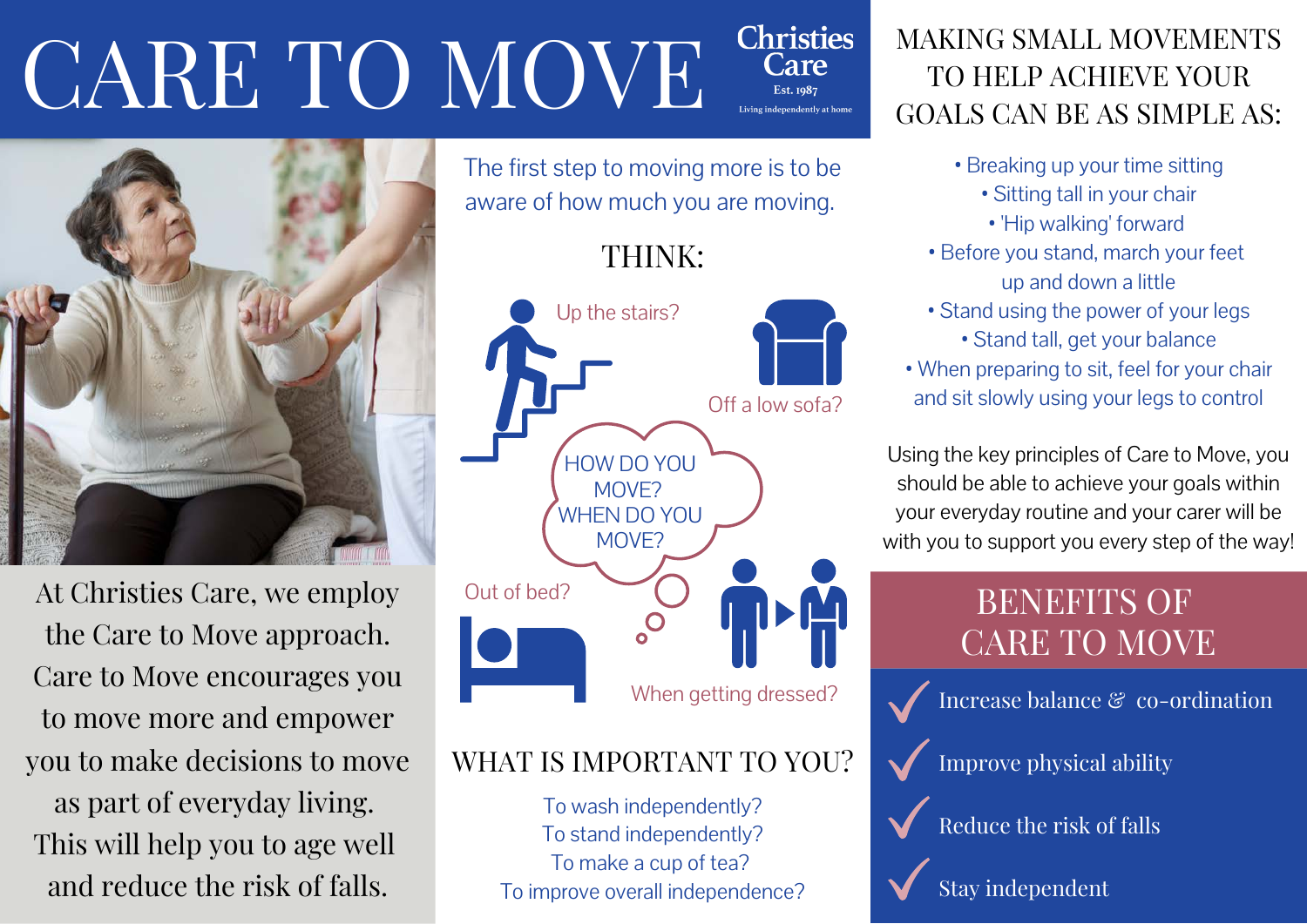# CARE TO MOVE

Christies Care
Est. 1987
Living independently at home

At Christies Care, we employ the Care to Move approach. Care to Move encourages you to move more and empower you to make decisions to move as part of everyday living. This will help you to age well and reduce the risk of falls.

The first step to moving more is to be aware of how much you are moving.

## THINK:

Up the stairs?

Off a low sofa?

HOW DO YOU MOVE? WHEN DO YOU MOVE?

Out of bed?

When getting dressed?

## WHAT IS IMPORTANT TO YOU?

To wash independently?
To stand independently?
To make a cup of tea?
To improve overall independence?

## MAKING SMALL MOVEMENTS TO HELP ACHIEVE YOUR GOALS CAN BE AS SIMPLE AS:

- Breaking up your time sitting
- Sitting tall in your chair
- 'Hip walking' forward
- Before you stand, march your feet up and down a little
- Stand using the power of your legs
- Stand tall, get your balance
- When preparing to sit, feel for your chair and sit slowly using your legs to control

Using the key principles of Care to Move, you should be able to achieve your goals within your everyday routine and your carer will be with you to support you every step of the way!

## BENEFITS OF CARE TO MOVE

- ✓ Increase balance & co-ordination
- ✓ Improve physical ability
- ✓ Reduce the risk of falls
- ✓ Stay independent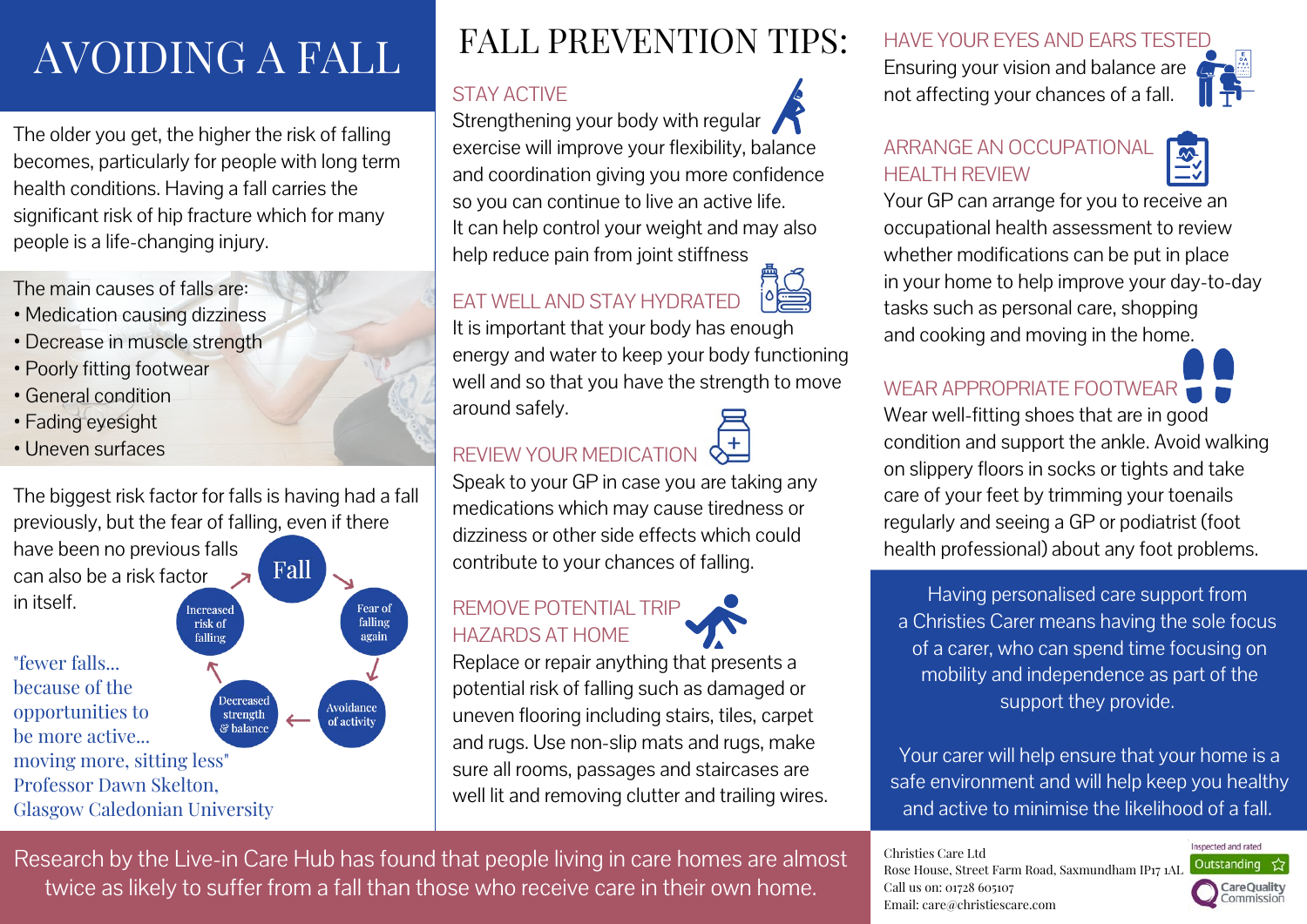# AVOIDING A FALL

The older you get, the higher the risk of falling becomes, particularly for people with long term health conditions. Having a fall carries the significant risk of hip fracture which for many people is a life-changing injury.

The main causes of falls are:

- Medication causing dizziness
- Decrease in muscle strength
- Poorly fitting footwear
- General condition
- Fading eyesight
- Uneven surfaces

The biggest risk factor for falls is having had a fall previously, but the fear of falling, even if there have been no previous falls can also be a risk factor in itself.

Fall

Fear of falling again

Avoidance of activity

Decreased strength & balance

Increased risk of falling

"fewer falls... because of the opportunities to be more active... moving more, sitting less"
Professor Dawn Skelton, Glasgow Caledonian University

# FALL PREVENTION TIPS:

## STAY ACTIVE

Strengthening your body with regular exercise will improve your flexibility, balance and coordination giving you more confidence so you can continue to live an active life. It can help control your weight and may also help reduce pain from joint stiffness

## EAT WELL AND STAY HYDRATED

It is important that your body has enough energy and water to keep your body functioning well and so that you have the strength to move around safely.

## REVIEW YOUR MEDICATION

Speak to your GP in case you are taking any medications which may cause tiredness or dizziness or other side effects which could contribute to your chances of falling.

## REMOVE POTENTIAL TRIP HAZARDS AT HOME

Replace or repair anything that presents a potential risk of falling such as damaged or uneven flooring including stairs, tiles, carpet and rugs. Use non-slip mats and rugs, make sure all rooms, passages and staircases are well lit and removing clutter and trailing wires.

## HAVE YOUR EYES AND EARS TESTED

Ensuring your vision and balance are not affecting your chances of a fall.

## ARRANGE AN OCCUPATIONAL HEALTH REVIEW

Your GP can arrange for you to receive an occupational health assessment to review whether modifications can be put in place in your home to help improve your day-to-day tasks such as personal care, shopping and cooking and moving in the home.

## WEAR APPROPRIATE FOOTWEAR

Wear well-fitting shoes that are in good condition and support the ankle. Avoid walking on slippery floors in socks or tights and take care of your feet by trimming your toenails regularly and seeing a GP or podiatrist (foot health professional) about any foot problems.

Having personalised care support from a Christies Carer means having the sole focus of a carer, who can spend time focusing on mobility and independence as part of the support they provide.

Your carer will help ensure that your home is a safe environment and will help keep you healthy and active to minimise the likelihood of a fall.

Research by the Live-in Care Hub has found that people living in care homes are almost twice as likely to suffer from a fall than those who receive care in their own home.

Christies Care Ltd
Rose House, Street Farm Road, Saxmundham IP17 1AL
Call us on: 01728 605107
Email: care@christiescare.com

Inspected and rated
Outstanding
CareQuality Commission